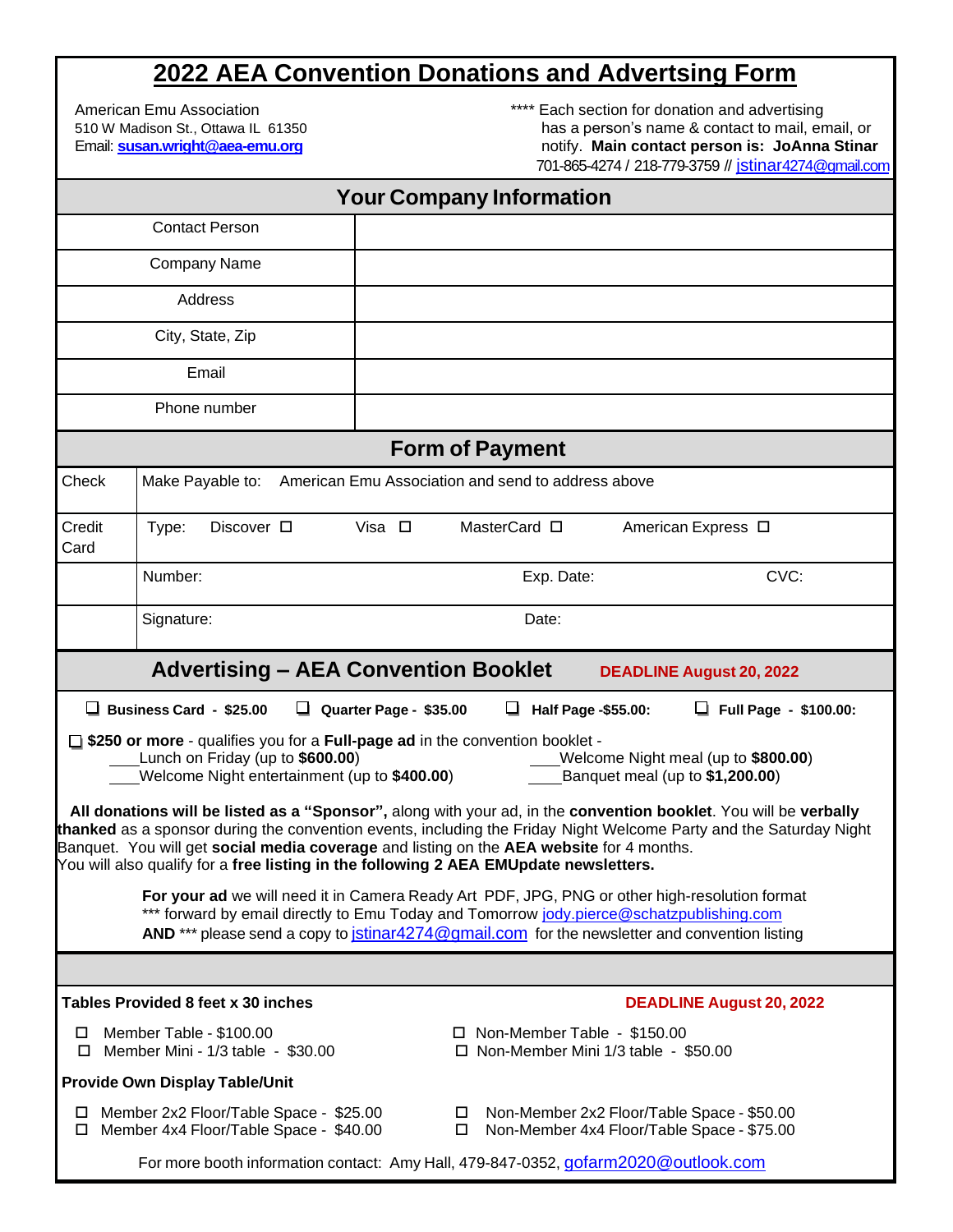# 2022 AEA Convention Donations and Advertising Form

American Emu Association
510 W Madison St., Ottawa IL 61350
Email: **susan.wright@aea-emu.org**

**** Each section for donation and advertising has a person's name & contact to mail, email, or notify. **Main contact person is: JoAnna Stinar**
701-865-4274 / 218-779-3759 // jstinar4274@gmail.com

## Your Company Information

| | |
|---|---|
| Contact Person | |
| Company Name | |
| Address | |
| City, State, Zip | |
| Email | |
| Phone number | |

## Form of Payment

| | | | |
|---|---|---|---|
| Check | Make Payable to: American Emu Association and send to address above | | |
| Credit Card | Type: Discover ☐ Visa ☐ MasterCard ☐ American Express ☐ | | |
| | Number: | Exp. Date: | CVC: |
| | Signature: | Date: | |

## Advertising – AEA Convention Booklet

**DEADLINE August 20, 2022**

☐ **Business Card - $25.00** ☐ **Quarter Page - $35.00** ☐ **Half Page -$55.00:** ☐ **Full Page - $100.00:**

☐ **$250 or more** - qualifies you for a **Full-page ad** in the convention booklet -
____Lunch on Friday (up to **$600.00**)
____Welcome Night meal (up to **$800.00**)
____Welcome Night entertainment (up to **$400.00**)
____Banquet meal (up to **$1,200.00**)

**All donations will be listed as a "Sponsor",** along with your ad, in the **convention booklet**. You will be **verbally thanked** as a sponsor during the convention events, including the Friday Night Welcome Party and the Saturday Night Banquet. You will get **social media coverage** and listing on the **AEA website** for 4 months.
You will also qualify for a **free listing in the following 2 AEA EMUpdate newsletters.**

**For your ad** we will need it in Camera Ready Art PDF, JPG, PNG or other high-resolution format
*** forward by email directly to Emu Today and Tomorrow jody.pierce@schatzpublishing.com
**AND** *** please send a copy to jstinar4274@gmail.com for the newsletter and convention listing

**Tables Provided 8 feet x 30 inches**

**DEADLINE August 20, 2022**

☐ Member Table - $100.00
☐ Member Mini - 1/3 table - $30.00
☐ Non-Member Table - $150.00
☐ Non-Member Mini 1/3 table - $50.00

**Provide Own Display Table/Unit**

☐ Member 2x2 Floor/Table Space - $25.00
☐ Member 4x4 Floor/Table Space - $40.00
☐ Non-Member 2x2 Floor/Table Space - $50.00
☐ Non-Member 4x4 Floor/Table Space - $75.00

For more booth information contact: Amy Hall, 479-847-0352, gofarm2020@outlook.com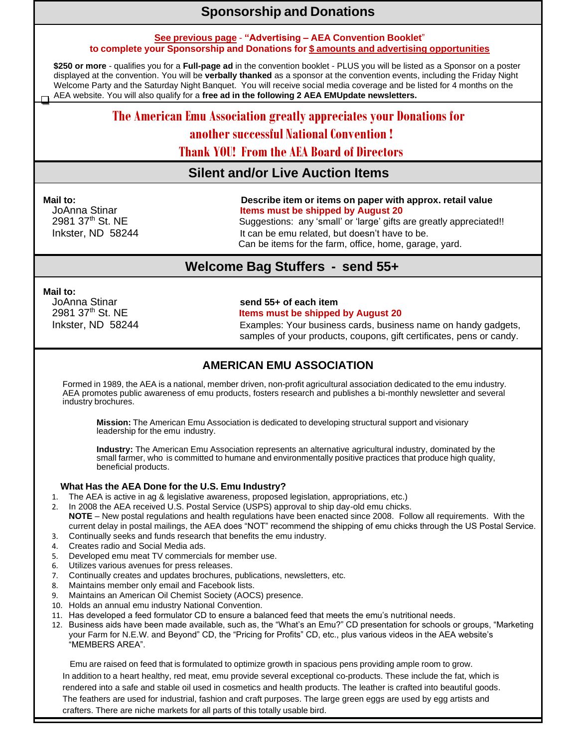## Sponsorship and Donations

**See previous page - "Advertising – AEA Convention Booklet"**
**to complete your Sponsorship and Donations for $ amounts and advertising opportunities**

☐ **$250 or more** - qualifies you for a **Full-page ad** in the convention booklet - PLUS you will be listed as a Sponsor on a poster displayed at the convention. You will be **verbally thanked** as a sponsor at the convention events, including the Friday Night Welcome Party and the Saturday Night Banquet. You will receive social media coverage and be listed for 4 months on the AEA website. You will also qualify for a **free ad in the following 2 AEA EMUpdate newsletters.**

**The American Emu Association greatly appreciates your Donations for another successful National Convention !**
**Thank YOU! From the AEA Board of Directors**

## Silent and/or Live Auction Items

**Mail to:**
JoAnna Stinar
2981 37th St. NE
Inkster, ND 58244

**Describe item or items on paper with approx. retail value**
**Items must be shipped by August 20**
Suggestions: any 'small' or 'large' gifts are greatly appreciated!!
It can be emu related, but doesn't have to be.
Can be items for the farm, office, home, garage, yard.

## Welcome Bag Stuffers - send 55+

**Mail to:**
JoAnna Stinar
2981 37th St. NE
Inkster, ND 58244

**send 55+ of each item**
**Items must be shipped by August 20**
Examples: Your business cards, business name on handy gadgets, samples of your products, coupons, gift certificates, pens or candy.

## AMERICAN EMU ASSOCIATION

Formed in 1989, the AEA is a national, member driven, non-profit agricultural association dedicated to the emu industry. AEA promotes public awareness of emu products, fosters research and publishes a bi-monthly newsletter and several industry brochures.

**Mission:** The American Emu Association is dedicated to developing structural support and visionary leadership for the emu industry.

**Industry:** The American Emu Association represents an alternative agricultural industry, dominated by the small farmer, who is committed to humane and environmentally positive practices that produce high quality, beneficial products.

### What Has the AEA Done for the U.S. Emu Industry?

1. The AEA is active in ag & legislative awareness, proposed legislation, appropriations, etc.)
2. In 2008 the AEA received U.S. Postal Service (USPS) approval to ship day-old emu chicks.
   **NOTE** – New postal regulations and health regulations have been enacted since 2008. Follow all requirements. With the current delay in postal mailings, the AEA does "NOT" recommend the shipping of emu chicks through the US Postal Service.
3. Continually seeks and funds research that benefits the emu industry.
4. Creates radio and Social Media ads.
5. Developed emu meat TV commercials for member use.
6. Utilizes various avenues for press releases.
7. Continually creates and updates brochures, publications, newsletters, etc.
8. Maintains member only email and Facebook lists.
9. Maintains an American Oil Chemist Society (AOCS) presence.
10. Holds an annual emu industry National Convention.
11. Has developed a feed formulator CD to ensure a balanced feed that meets the emu's nutritional needs.
12. Business aids have been made available, such as, the "What's an Emu?" CD presentation for schools or groups, "Marketing your Farm for N.E.W. and Beyond" CD, the "Pricing for Profits" CD, etc., plus various videos in the AEA website's "MEMBERS AREA".

Emu are raised on feed that is formulated to optimize growth in spacious pens providing ample room to grow. In addition to a heart healthy, red meat, emu provide several exceptional co-products. These include the fat, which is rendered into a safe and stable oil used in cosmetics and health products. The leather is crafted into beautiful goods. The feathers are used for industrial, fashion and craft purposes. The large green eggs are used by egg artists and crafters. There are niche markets for all parts of this totally usable bird.